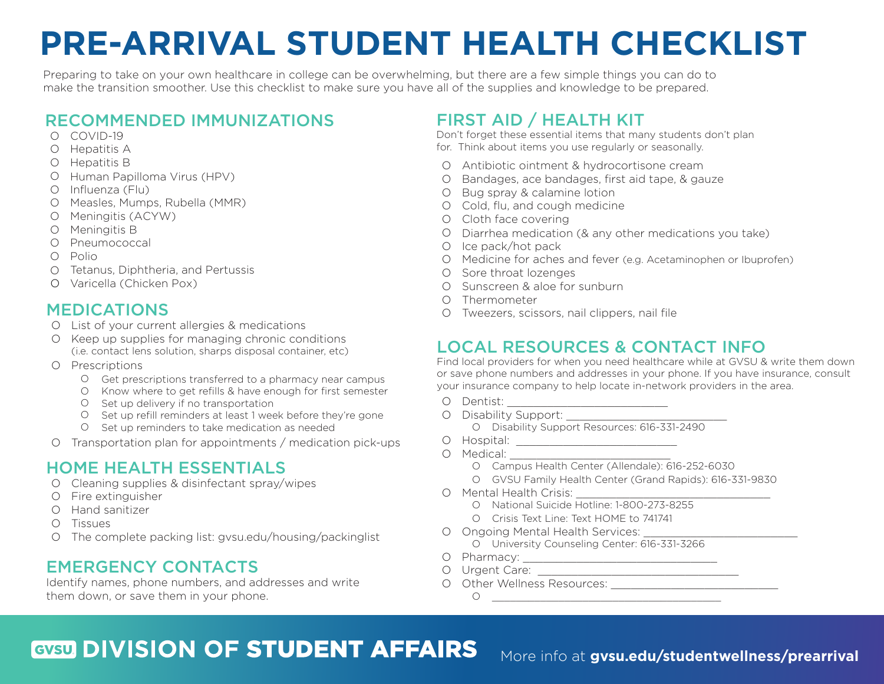# PRE-ARRIVAL STUDENT HEALTH CHECKLIST

Preparing to take on your own healthcare in college can be overwhelming, but there are a few simple things you can do to make the transition smoother. Use this checklist to make sure you have all of the supplies and knowledge to be prepared.

## RECOMMENDED IMMUNIZATIONS

- COVID-19
- Hepatitis A
- Hepatitis B
- Human Papilloma Virus (HPV)
- Influenza (Flu)
- Measles, Mumps, Rubella (MMR)
- Meningitis (ACYW)
- Meningitis B
- Pneumococcal
- Polio
- Tetanus, Diphtheria, and Pertussis
- Varicella (Chicken Pox)

## MEDICATIONS

- List of your current allergies & medications
- Keep up supplies for managing chronic conditions (i.e. contact lens solution, sharps disposal container, etc)
- Prescriptions
  - Get prescriptions transferred to a pharmacy near campus
  - Know where to get refills & have enough for first semester
  - Set up delivery if no transportation
  - Set up refill reminders at least 1 week before they're gone
  - Set up reminders to take medication as needed
- Transportation plan for appointments / medication pick-ups

## HOME HEALTH ESSENTIALS

- Cleaning supplies & disinfectant spray/wipes
- Fire extinguisher
- Hand sanitizer
- Tissues
- The complete packing list: gvsu.edu/housing/packinglist

## EMERGENCY CONTACTS

Identify names, phone numbers, and addresses and write them down, or save them in your phone.

## FIRST AID / HEALTH KIT

Don't forget these essential items that many students don't plan for. Think about items you use regularly or seasonally.

- Antibiotic ointment & hydrocortisone cream
- Bandages, ace bandages, first aid tape, & gauze
- Bug spray & calamine lotion
- Cold, flu, and cough medicine
- Cloth face covering
- Diarrhea medication (& any other medications you take)
- Ice pack/hot pack
- Medicine for aches and fever (e.g. Acetaminophen or Ibuprofen)
- Sore throat lozenges
- Sunscreen & aloe for sunburn
- Thermometer
- Tweezers, scissors, nail clippers, nail file

## LOCAL RESOURCES & CONTACT INFO

Find local providers for when you need healthcare while at GVSU & write them down or save phone numbers and addresses in your phone. If you have insurance, consult your insurance company to help locate in-network providers in the area.

- Dentist: ___________________________
- Disability Support: ___________________________
  - Disability Support Resources: 616-331-2490
- Hospital: ___________________________
- Medical: ___________________________
  - Campus Health Center (Allendale): 616-252-6030
  - GVSU Family Health Center (Grand Rapids): 616-331-9830
- Mental Health Crisis: ___________________________
  - National Suicide Hotline: 1-800-273-8255
  - Crisis Text Line: Text HOME to 741741
- Ongoing Mental Health Services: ___________________________
  - University Counseling Center: 616-331-3266
- Pharmacy: ___________________________
- Urgent Care: ___________________________
- Other Wellness Resources: ___________________________
  - ___________________________

**GVSU DIVISION OF STUDENT AFFAIRS** More info at **gvsu.edu/studentwellness/prearrival**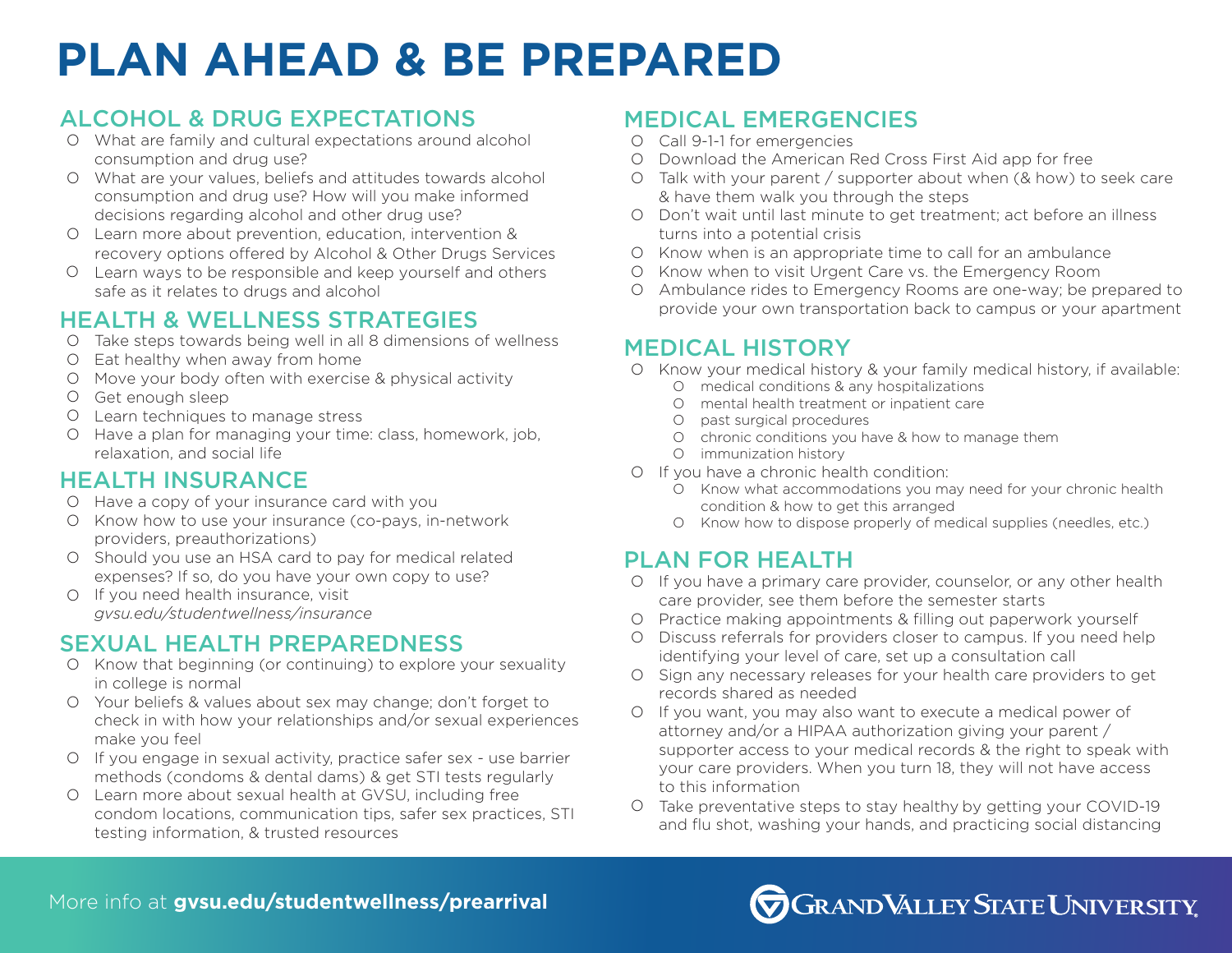# PLAN AHEAD & BE PREPARED

## ALCOHOL & DRUG EXPECTATIONS

- What are family and cultural expectations around alcohol consumption and drug use?
- What are your values, beliefs and attitudes towards alcohol consumption and drug use? How will you make informed decisions regarding alcohol and other drug use?
- Learn more about prevention, education, intervention & recovery options offered by Alcohol & Other Drugs Services
- Learn ways to be responsible and keep yourself and others safe as it relates to drugs and alcohol

## HEALTH & WELLNESS STRATEGIES

- Take steps towards being well in all 8 dimensions of wellness
- Eat healthy when away from home
- Move your body often with exercise & physical activity
- Get enough sleep
- Learn techniques to manage stress
- Have a plan for managing your time: class, homework, job, relaxation, and social life

## HEALTH INSURANCE

- Have a copy of your insurance card with you
- Know how to use your insurance (co-pays, in-network providers, preauthorizations)
- Should you use an HSA card to pay for medical related expenses? If so, do you have your own copy to use?
- If you need health insurance, visit *gvsu.edu/studentwellness/insurance*

## SEXUAL HEALTH PREPAREDNESS

- Know that beginning (or continuing) to explore your sexuality in college is normal
- Your beliefs & values about sex may change; don't forget to check in with how your relationships and/or sexual experiences make you feel
- If you engage in sexual activity, practice safer sex - use barrier methods (condoms & dental dams) & get STI tests regularly
- Learn more about sexual health at GVSU, including free condom locations, communication tips, safer sex practices, STI testing information, & trusted resources

## MEDICAL EMERGENCIES

- Call 9-1-1 for emergencies
- Download the American Red Cross First Aid app for free
- Talk with your parent / supporter about when (& how) to seek care & have them walk you through the steps
- Don't wait until last minute to get treatment; act before an illness turns into a potential crisis
- Know when is an appropriate time to call for an ambulance
- Know when to visit Urgent Care vs. the Emergency Room
- Ambulance rides to Emergency Rooms are one-way; be prepared to provide your own transportation back to campus or your apartment

## MEDICAL HISTORY

- Know your medical history & your family medical history, if available:
  - medical conditions & any hospitalizations
  - mental health treatment or inpatient care
  - past surgical procedures
  - chronic conditions you have & how to manage them
  - immunization history
- If you have a chronic health condition:
  - Know what accommodations you may need for your chronic health condition & how to get this arranged
  - Know how to dispose properly of medical supplies (needles, etc.)

## PLAN FOR HEALTH

- If you have a primary care provider, counselor, or any other health care provider, see them before the semester starts
- Practice making appointments & filling out paperwork yourself
- Discuss referrals for providers closer to campus. If you need help identifying your level of care, set up a consultation call
- Sign any necessary releases for your health care providers to get records shared as needed
- If you want, you may also want to execute a medical power of attorney and/or a HIPAA authorization giving your parent / supporter access to your medical records & the right to speak with your care providers. When you turn 18, they will not have access to this information
- Take preventative steps to stay healthy by getting your COVID-19 and flu shot, washing your hands, and practicing social distancing

More info at **gvsu.edu/studentwellness/prearrival**

GRAND VALLEY STATE UNIVERSITY